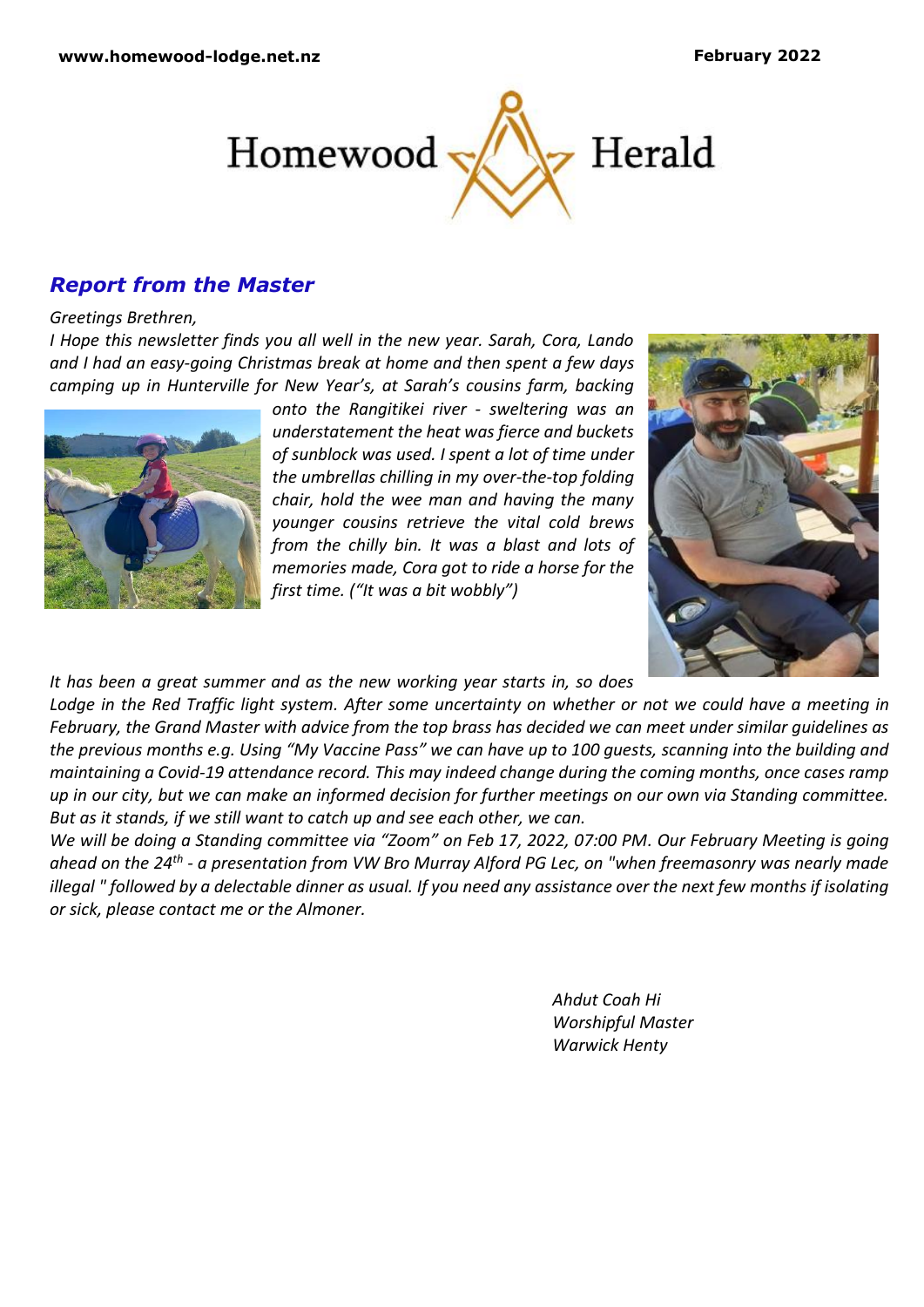# Homewood Herald

## *Report from the Master*

*Greetings Brethren,*

*I Hope this newsletter finds you all well in the new year. Sarah, Cora, Lando and I had an easy-going Christmas break at home and then spent a few days camping up in Hunterville for New Year's, at Sarah's cousins farm, backing onto the Rangitikei river - sweltering was an understatement the heat was fierce and buckets of sunblock was used. I spent a lot of time under the umbrellas chilling in my over-the-top folding chair, hold the wee man and having the many younger cousins retrieve the vital cold brews from the chilly bin. It was a blast and lots of memories made, Cora got to ride a horse for the first time. ("It was a bit wobbly")*

*It has been a great summer and as the new working year starts in, so does Lodge in the Red Traffic light system. After some uncertainty on whether or not we could have a meeting in February, the Grand Master with advice from the top brass has decided we can meet under similar guidelines as the previous months e.g. Using "My Vaccine Pass" we can have up to 100 guests, scanning into the building and maintaining a Covid-19 attendance record. This may indeed change during the coming months, once cases ramp up in our city, but we can make an informed decision for further meetings on our own via Standing committee. But as it stands, if we still want to catch up and see each other, we can.*

*We will be doing a Standing committee via "Zoom" on Feb 17, 2022, 07:00 PM. Our February Meeting is going ahead on the 24th - a presentation from VW Bro Murray Alford PG Lec, on "when freemasonry was nearly made illegal " followed by a delectable dinner as usual. If you need any assistance over the next few months if isolating or sick, please contact me or the Almoner.*

*Ahdut Coah Hi*
*Worshipful Master*
*Warwick Henty*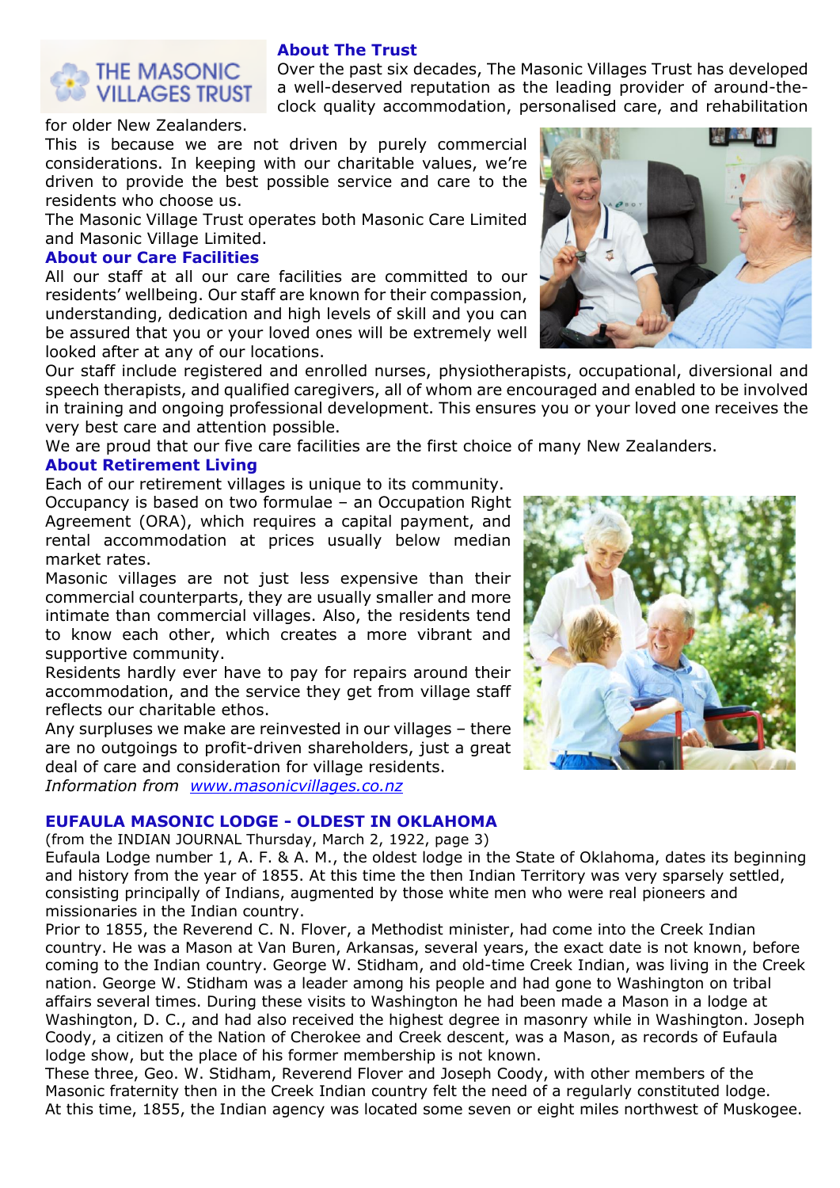THE MASONIC VILLAGES TRUST

## About The Trust

Over the past six decades, The Masonic Villages Trust has developed a well-deserved reputation as the leading provider of around-the-clock quality accommodation, personalised care, and rehabilitation for older New Zealanders.

This is because we are not driven by purely commercial considerations. In keeping with our charitable values, we're driven to provide the best possible service and care to the residents who choose us.

The Masonic Village Trust operates both Masonic Care Limited and Masonic Village Limited.

## About our Care Facilities

All our staff at all our care facilities are committed to our residents' wellbeing. Our staff are known for their compassion, understanding, dedication and high levels of skill and you can be assured that you or your loved ones will be extremely well looked after at any of our locations.

Our staff include registered and enrolled nurses, physiotherapists, occupational, diversional and speech therapists, and qualified caregivers, all of whom are encouraged and enabled to be involved in training and ongoing professional development. This ensures you or your loved one receives the very best care and attention possible.

We are proud that our five care facilities are the first choice of many New Zealanders.

## About Retirement Living

Each of our retirement villages is unique to its community.

Occupancy is based on two formulae – an Occupation Right Agreement (ORA), which requires a capital payment, and rental accommodation at prices usually below median market rates.

Masonic villages are not just less expensive than their commercial counterparts, they are usually smaller and more intimate than commercial villages. Also, the residents tend to know each other, which creates a more vibrant and supportive community.

Residents hardly ever have to pay for repairs around their accommodation, and the service they get from village staff reflects our charitable ethos.

Any surpluses we make are reinvested in our villages – there are no outgoings to profit-driven shareholders, just a great deal of care and consideration for village residents.

*Information from* [www.masonicvillages.co.nz](www.masonicvillages.co.nz)

## EUFAULA MASONIC LODGE - OLDEST IN OKLAHOMA

(from the INDIAN JOURNAL Thursday, March 2, 1922, page 3)

Eufaula Lodge number 1, A. F. & A. M., the oldest lodge in the State of Oklahoma, dates its beginning and history from the year of 1855. At this time the then Indian Territory was very sparsely settled, consisting principally of Indians, augmented by those white men who were real pioneers and missionaries in the Indian country.

Prior to 1855, the Reverend C. N. Flover, a Methodist minister, had come into the Creek Indian country. He was a Mason at Van Buren, Arkansas, several years, the exact date is not known, before coming to the Indian country. George W. Stidham, and old-time Creek Indian, was living in the Creek nation. George W. Stidham was a leader among his people and had gone to Washington on tribal affairs several times. During these visits to Washington he had been made a Mason in a lodge at Washington, D. C., and had also received the highest degree in masonry while in Washington. Joseph Coody, a citizen of the Nation of Cherokee and Creek descent, was a Mason, as records of Eufaula lodge show, but the place of his former membership is not known.

These three, Geo. W. Stidham, Reverend Flover and Joseph Coody, with other members of the Masonic fraternity then in the Creek Indian country felt the need of a regularly constituted lodge.

At this time, 1855, the Indian agency was located some seven or eight miles northwest of Muskogee.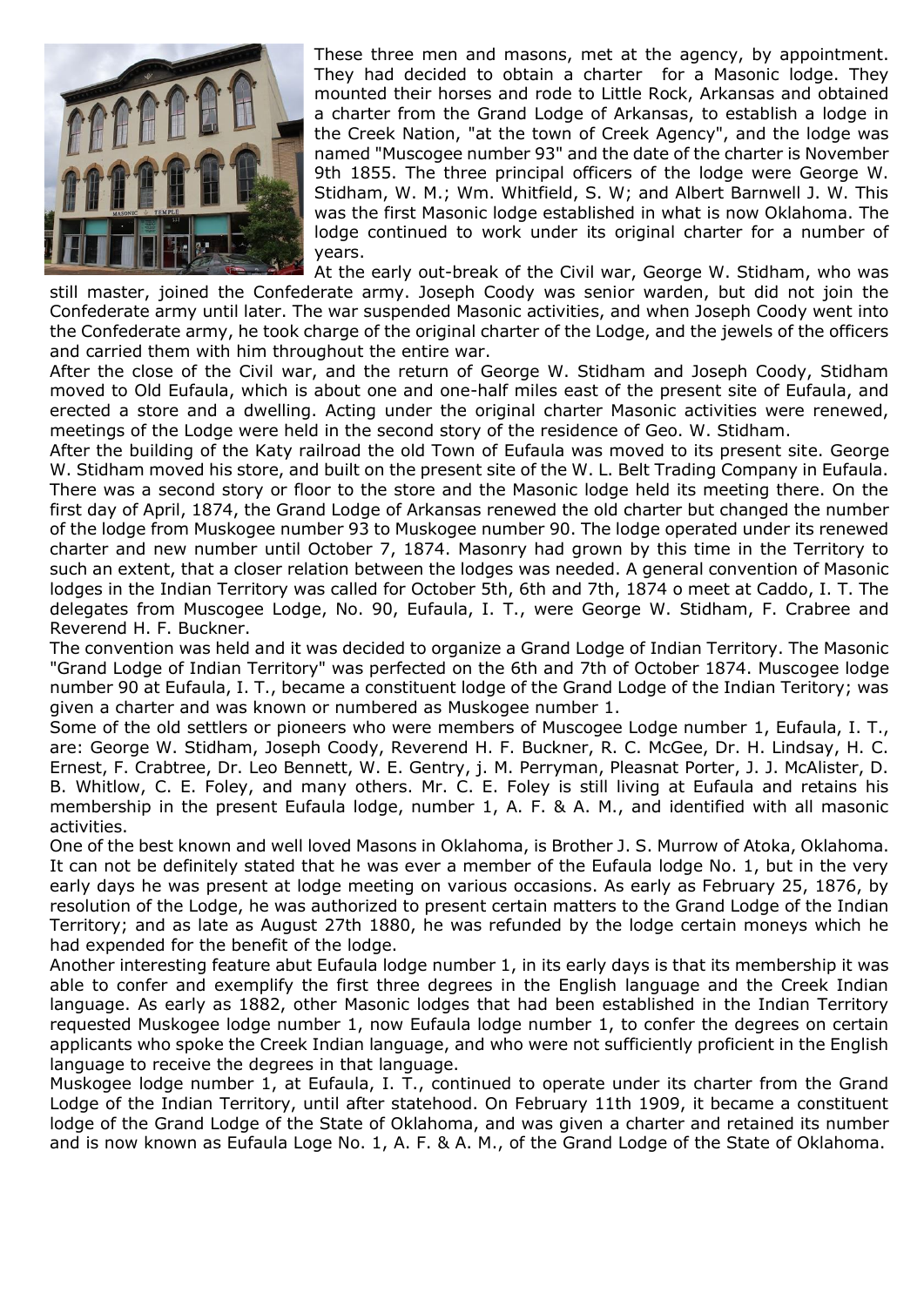These three men and masons, met at the agency, by appointment. They had decided to obtain a charter for a Masonic lodge. They mounted their horses and rode to Little Rock, Arkansas and obtained a charter from the Grand Lodge of Arkansas, to establish a lodge in the Creek Nation, "at the town of Creek Agency", and the lodge was named "Muscogee number 93" and the date of the charter is November 9th 1855. The three principal officers of the lodge were George W. Stidham, W. M.; Wm. Whitfield, S. W; and Albert Barnwell J. W. This was the first Masonic lodge established in what is now Oklahoma. The lodge continued to work under its original charter for a number of years.

At the early out-break of the Civil war, George W. Stidham, who was still master, joined the Confederate army. Joseph Coody was senior warden, but did not join the Confederate army until later. The war suspended Masonic activities, and when Joseph Coody went into the Confederate army, he took charge of the original charter of the Lodge, and the jewels of the officers and carried them with him throughout the entire war.

After the close of the Civil war, and the return of George W. Stidham and Joseph Coody, Stidham moved to Old Eufaula, which is about one and one-half miles east of the present site of Eufaula, and erected a store and a dwelling. Acting under the original charter Masonic activities were renewed, meetings of the Lodge were held in the second story of the residence of Geo. W. Stidham.

After the building of the Katy railroad the old Town of Eufaula was moved to its present site. George W. Stidham moved his store, and built on the present site of the W. L. Belt Trading Company in Eufaula. There was a second story or floor to the store and the Masonic lodge held its meeting there. On the first day of April, 1874, the Grand Lodge of Arkansas renewed the old charter but changed the number of the lodge from Muskogee number 93 to Muskogee number 90. The lodge operated under its renewed charter and new number until October 7, 1874. Masonry had grown by this time in the Territory to such an extent, that a closer relation between the lodges was needed. A general convention of Masonic lodges in the Indian Territory was called for October 5th, 6th and 7th, 1874 o meet at Caddo, I. T. The delegates from Muscogee Lodge, No. 90, Eufaula, I. T., were George W. Stidham, F. Crabree and Reverend H. F. Buckner.

The convention was held and it was decided to organize a Grand Lodge of Indian Territory. The Masonic "Grand Lodge of Indian Territory" was perfected on the 6th and 7th of October 1874. Muscogee lodge number 90 at Eufaula, I. T., became a constituent lodge of the Grand Lodge of the Indian Teritory; was given a charter and was known or numbered as Muskogee number 1.

Some of the old settlers or pioneers who were members of Muscogee Lodge number 1, Eufaula, I. T., are: George W. Stidham, Joseph Coody, Reverend H. F. Buckner, R. C. McGee, Dr. H. Lindsay, H. C. Ernest, F. Crabtree, Dr. Leo Bennett, W. E. Gentry, j. M. Perryman, Pleasnat Porter, J. J. McAlister, D. B. Whitlow, C. E. Foley, and many others. Mr. C. E. Foley is still living at Eufaula and retains his membership in the present Eufaula lodge, number 1, A. F. & A. M., and identified with all masonic activities.

One of the best known and well loved Masons in Oklahoma, is Brother J. S. Murrow of Atoka, Oklahoma. It can not be definitely stated that he was ever a member of the Eufaula lodge No. 1, but in the very early days he was present at lodge meeting on various occasions. As early as February 25, 1876, by resolution of the Lodge, he was authorized to present certain matters to the Grand Lodge of the Indian Territory; and as late as August 27th 1880, he was refunded by the lodge certain moneys which he had expended for the benefit of the lodge.

Another interesting feature abut Eufaula lodge number 1, in its early days is that its membership it was able to confer and exemplify the first three degrees in the English language and the Creek Indian language. As early as 1882, other Masonic lodges that had been established in the Indian Territory requested Muskogee lodge number 1, now Eufaula lodge number 1, to confer the degrees on certain applicants who spoke the Creek Indian language, and who were not sufficiently proficient in the English language to receive the degrees in that language.

Muskogee lodge number 1, at Eufaula, I. T., continued to operate under its charter from the Grand Lodge of the Indian Territory, until after statehood. On February 11th 1909, it became a constituent lodge of the Grand Lodge of the State of Oklahoma, and was given a charter and retained its number and is now known as Eufaula Loge No. 1, A. F. & A. M., of the Grand Lodge of the State of Oklahoma.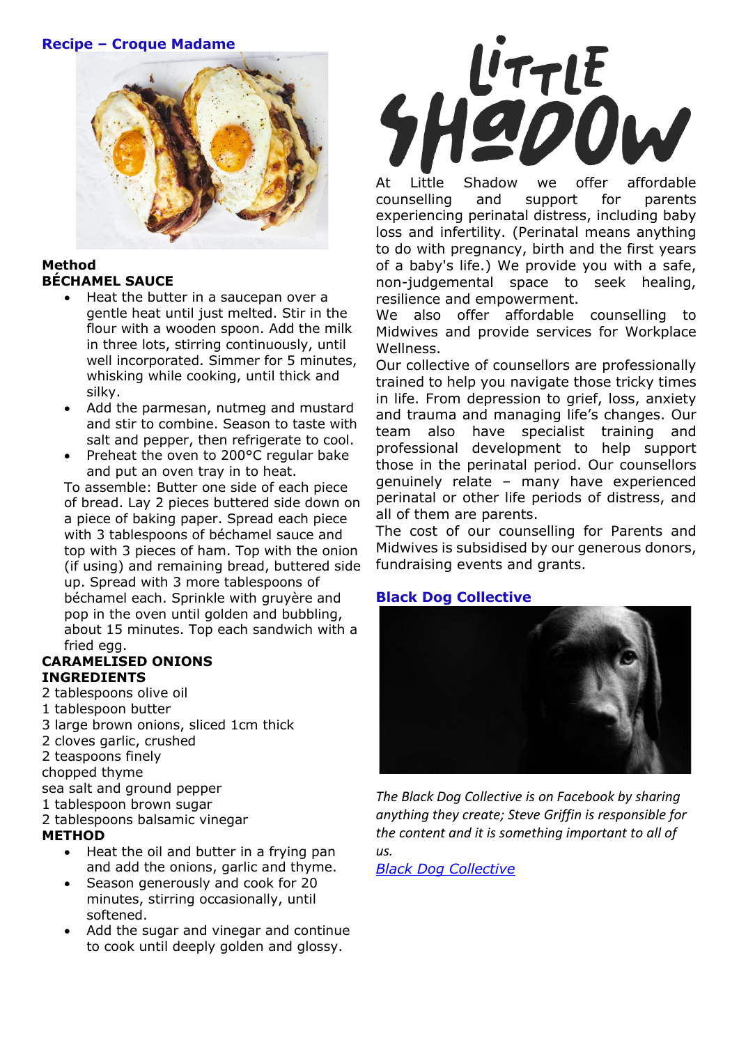## Recipe – Croque Madame

**Method**

**BÉCHAMEL SAUCE**

- Heat the butter in a saucepan over a gentle heat until just melted. Stir in the flour with a wooden spoon. Add the milk in three lots, stirring continuously, until well incorporated. Simmer for 5 minutes, whisking while cooking, until thick and silky.
- Add the parmesan, nutmeg and mustard and stir to combine. Season to taste with salt and pepper, then refrigerate to cool.
- Preheat the oven to 200°C regular bake and put an oven tray in to heat.

To assemble: Butter one side of each piece of bread. Lay 2 pieces buttered side down on a piece of baking paper. Spread each piece with 3 tablespoons of béchamel sauce and top with 3 pieces of ham. Top with the onion (if using) and remaining bread, buttered side up. Spread with 3 more tablespoons of béchamel each. Sprinkle with gruyère and pop in the oven until golden and bubbling, about 15 minutes. Top each sandwich with a fried egg.

**CARAMELISED ONIONS**

**INGREDIENTS**

2 tablespoons olive oil
1 tablespoon butter
3 large brown onions, sliced 1cm thick
2 cloves garlic, crushed
2 teaspoons finely chopped thyme
sea salt and ground pepper
1 tablespoon brown sugar
2 tablespoons balsamic vinegar

**METHOD**

- Heat the oil and butter in a frying pan and add the onions, garlic and thyme.
- Season generously and cook for 20 minutes, stirring occasionally, until softened.
- Add the sugar and vinegar and continue to cook until deeply golden and glossy.

## Little Shadow

At Little Shadow we offer affordable counselling and support for parents experiencing perinatal distress, including baby loss and infertility. (Perinatal means anything to do with pregnancy, birth and the first years of a baby's life.) We provide you with a safe, non-judgemental space to seek healing, resilience and empowerment.

We also offer affordable counselling to Midwives and provide services for Workplace Wellness.

Our collective of counsellors are professionally trained to help you navigate those tricky times in life. From depression to grief, loss, anxiety and trauma and managing life's changes. Our team also have specialist training and professional development to help support those in the perinatal period. Our counsellors genuinely relate – many have experienced perinatal or other life periods of distress, and all of them are parents.

The cost of our counselling for Parents and Midwives is subsidised by our generous donors, fundraising events and grants.

## Black Dog Collective

*The Black Dog Collective is on Facebook by sharing anything they create; Steve Griffin is responsible for the content and it is something important to all of us.*

Black Dog Collective